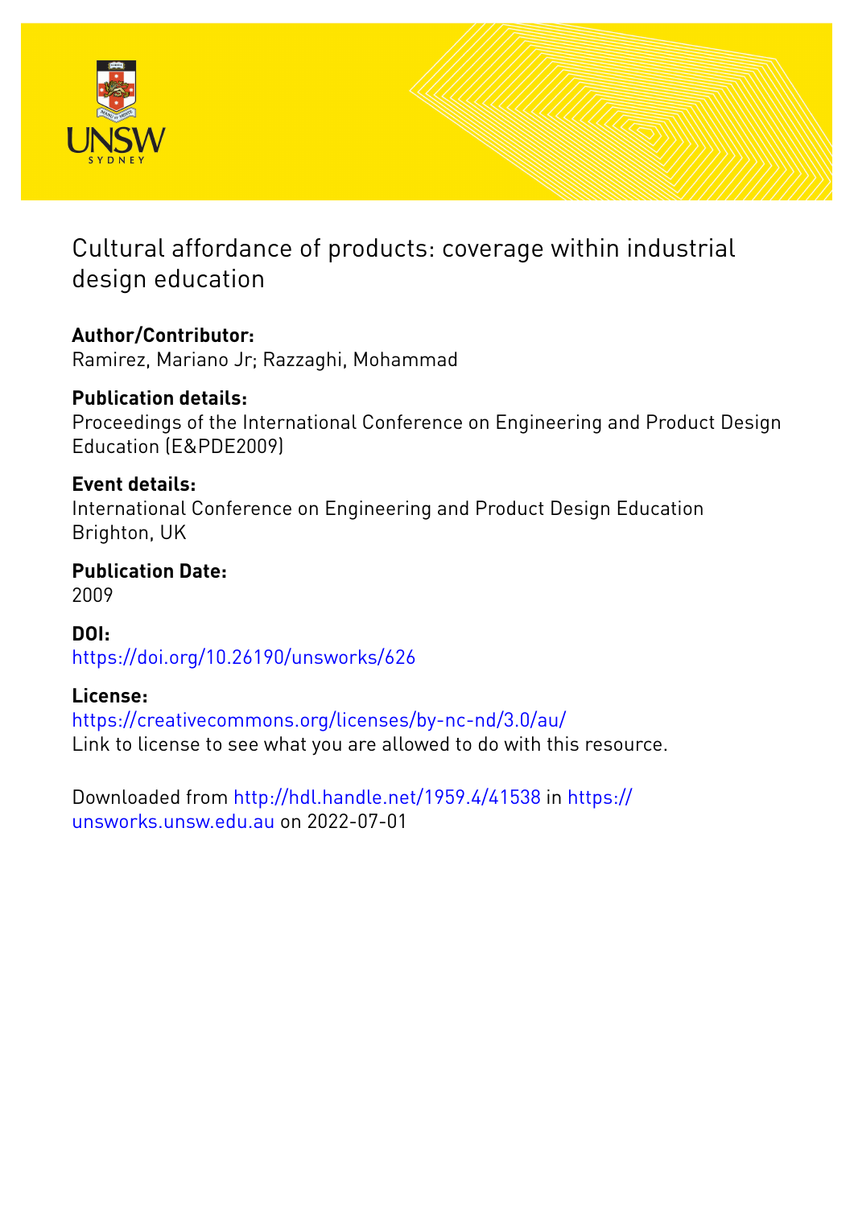# Cultural affordance of products: coverage within industrial design education

**Author/Contributor:**
Ramirez, Mariano Jr; Razzaghi, Mohammad

**Publication details:**
Proceedings of the International Conference on Engineering and Product Design Education (E&PDE2009)

**Event details:**
International Conference on Engineering and Product Design Education
Brighton, UK

**Publication Date:**
2009

**DOI:**
https://doi.org/10.26190/unsworks/626

**License:**
https://creativecommons.org/licenses/by-nc-nd/3.0/au/
Link to license to see what you are allowed to do with this resource.

Downloaded from http://hdl.handle.net/1959.4/41538 in https://unsworks.unsw.edu.au on 2022-07-01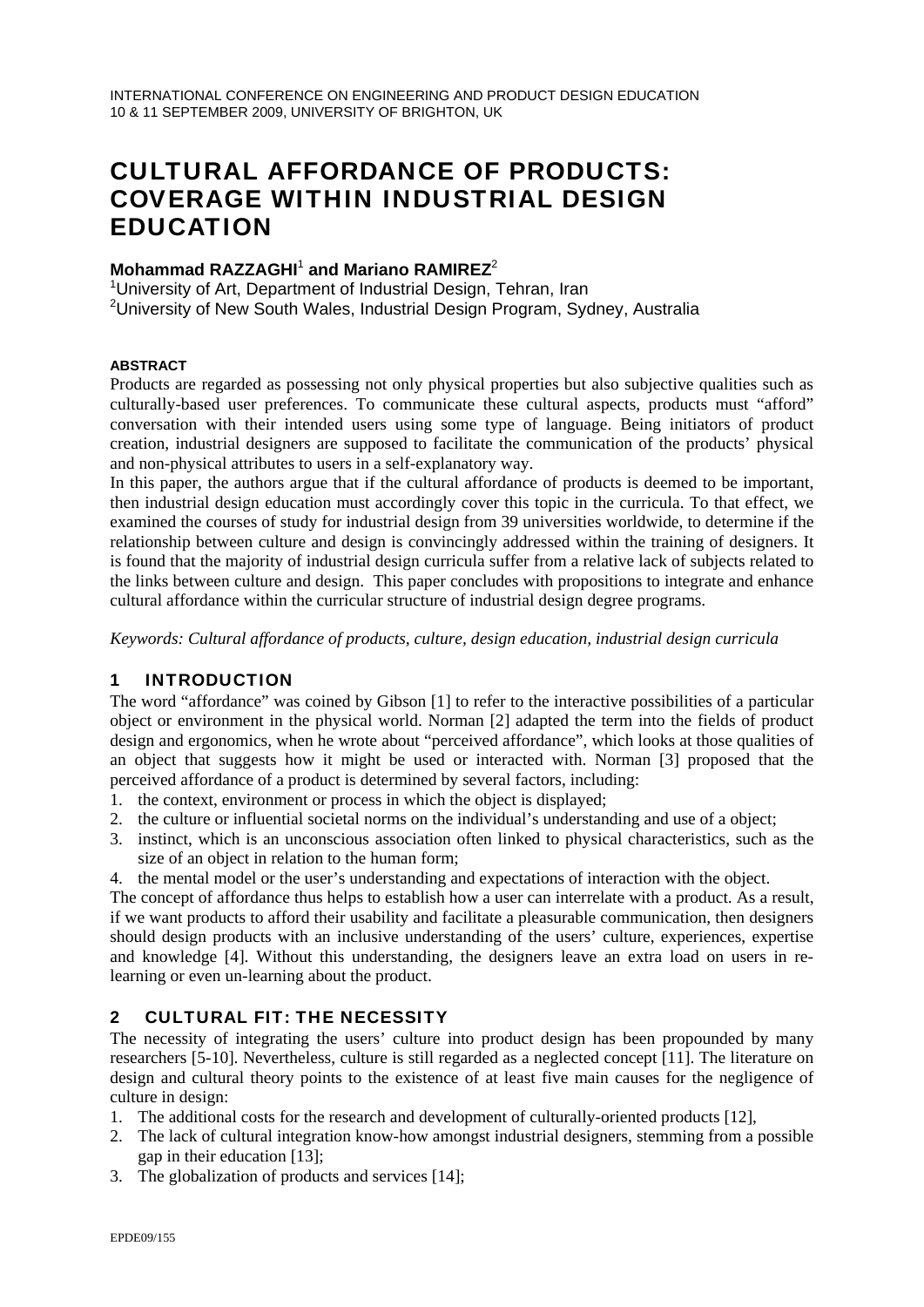INTERNATIONAL CONFERENCE ON ENGINEERING AND PRODUCT DESIGN EDUCATION
10 & 11 SEPTEMBER 2009, UNIVERSITY OF BRIGHTON, UK

# CULTURAL AFFORDANCE OF PRODUCTS: COVERAGE WITHIN INDUSTRIAL DESIGN EDUCATION

**Mohammad RAZZAGHI**[1] **and Mariano RAMIREZ**[2]

[1]University of Art, Department of Industrial Design, Tehran, Iran
[2]University of New South Wales, Industrial Design Program, Sydney, Australia

#### ABSTRACT

Products are regarded as possessing not only physical properties but also subjective qualities such as culturally-based user preferences. To communicate these cultural aspects, products must "afford" conversation with their intended users using some type of language. Being initiators of product creation, industrial designers are supposed to facilitate the communication of the products' physical and non-physical attributes to users in a self-explanatory way.

In this paper, the authors argue that if the cultural affordance of products is deemed to be important, then industrial design education must accordingly cover this topic in the curricula. To that effect, we examined the courses of study for industrial design from 39 universities worldwide, to determine if the relationship between culture and design is convincingly addressed within the training of designers. It is found that the majority of industrial design curricula suffer from a relative lack of subjects related to the links between culture and design. This paper concludes with propositions to integrate and enhance cultural affordance within the curricular structure of industrial design degree programs.

*Keywords: Cultural affordance of products, culture, design education, industrial design curricula*

## 1 INTRODUCTION

The word "affordance" was coined by Gibson [1] to refer to the interactive possibilities of a particular object or environment in the physical world. Norman [2] adapted the term into the fields of product design and ergonomics, when he wrote about "perceived affordance", which looks at those qualities of an object that suggests how it might be used or interacted with. Norman [3] proposed that the perceived affordance of a product is determined by several factors, including:

1. the context, environment or process in which the object is displayed;
2. the culture or influential societal norms on the individual's understanding and use of a object;
3. instinct, which is an unconscious association often linked to physical characteristics, such as the size of an object in relation to the human form;
4. the mental model or the user's understanding and expectations of interaction with the object.

The concept of affordance thus helps to establish how a user can interrelate with a product. As a result, if we want products to afford their usability and facilitate a pleasurable communication, then designers should design products with an inclusive understanding of the users' culture, experiences, expertise and knowledge [4]. Without this understanding, the designers leave an extra load on users in re-learning or even un-learning about the product.

## 2 CULTURAL FIT: THE NECESSITY

The necessity of integrating the users' culture into product design has been propounded by many researchers [5-10]. Nevertheless, culture is still regarded as a neglected concept [11]. The literature on design and cultural theory points to the existence of at least five main causes for the negligence of culture in design:

1. The additional costs for the research and development of culturally-oriented products [12],
2. The lack of cultural integration know-how amongst industrial designers, stemming from a possible gap in their education [13];
3. The globalization of products and services [14];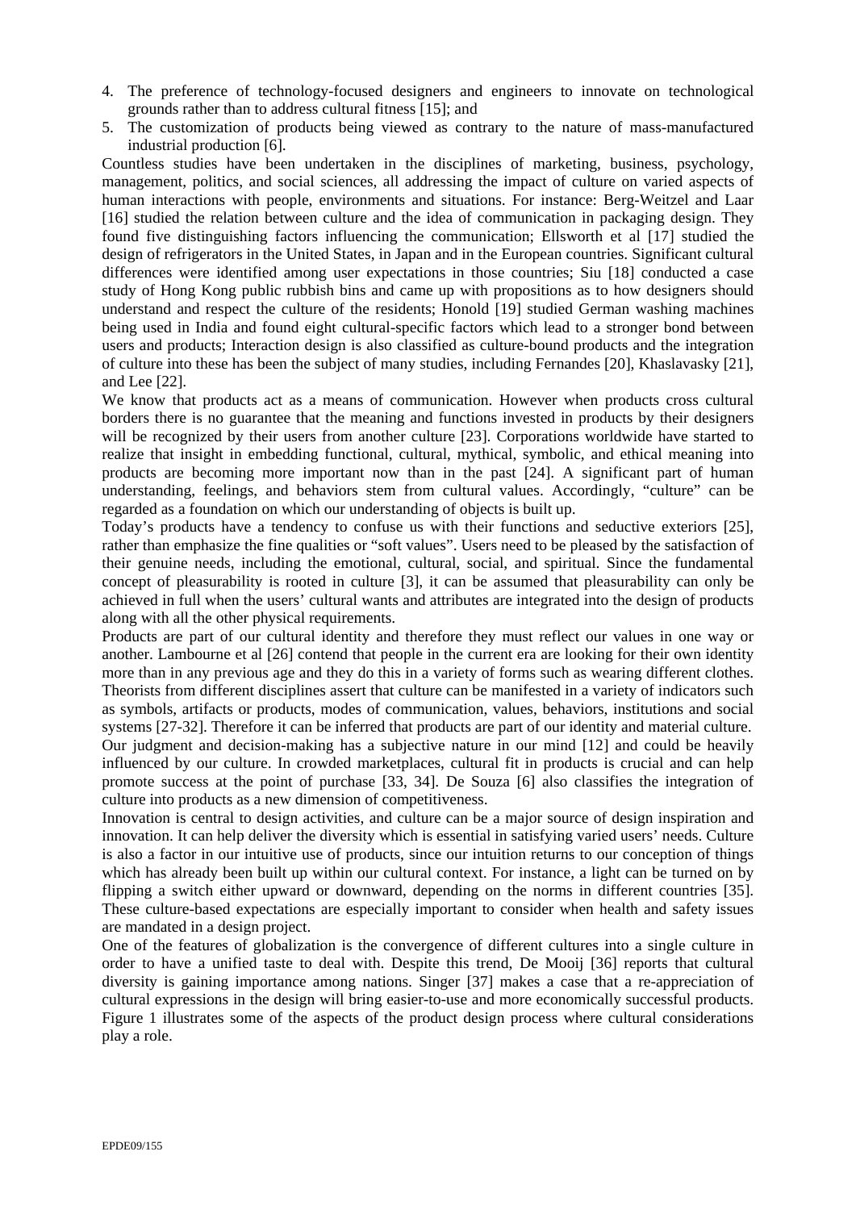4. The preference of technology-focused designers and engineers to innovate on technological grounds rather than to address cultural fitness [15]; and
5. The customization of products being viewed as contrary to the nature of mass-manufactured industrial production [6].

Countless studies have been undertaken in the disciplines of marketing, business, psychology, management, politics, and social sciences, all addressing the impact of culture on varied aspects of human interactions with people, environments and situations. For instance: Berg-Weitzel and Laar [16] studied the relation between culture and the idea of communication in packaging design. They found five distinguishing factors influencing the communication; Ellsworth et al [17] studied the design of refrigerators in the United States, in Japan and in the European countries. Significant cultural differences were identified among user expectations in those countries; Siu [18] conducted a case study of Hong Kong public rubbish bins and came up with propositions as to how designers should understand and respect the culture of the residents; Honold [19] studied German washing machines being used in India and found eight cultural-specific factors which lead to a stronger bond between users and products; Interaction design is also classified as culture-bound products and the integration of culture into these has been the subject of many studies, including Fernandes [20], Khaslavasky [21], and Lee [22].

We know that products act as a means of communication. However when products cross cultural borders there is no guarantee that the meaning and functions invested in products by their designers will be recognized by their users from another culture [23]. Corporations worldwide have started to realize that insight in embedding functional, cultural, mythical, symbolic, and ethical meaning into products are becoming more important now than in the past [24]. A significant part of human understanding, feelings, and behaviors stem from cultural values. Accordingly, "culture" can be regarded as a foundation on which our understanding of objects is built up.

Today's products have a tendency to confuse us with their functions and seductive exteriors [25], rather than emphasize the fine qualities or "soft values". Users need to be pleased by the satisfaction of their genuine needs, including the emotional, cultural, social, and spiritual. Since the fundamental concept of pleasurability is rooted in culture [3], it can be assumed that pleasurability can only be achieved in full when the users' cultural wants and attributes are integrated into the design of products along with all the other physical requirements.

Products are part of our cultural identity and therefore they must reflect our values in one way or another. Lambourne et al [26] contend that people in the current era are looking for their own identity more than in any previous age and they do this in a variety of forms such as wearing different clothes. Theorists from different disciplines assert that culture can be manifested in a variety of indicators such as symbols, artifacts or products, modes of communication, values, behaviors, institutions and social systems [27-32]. Therefore it can be inferred that products are part of our identity and material culture. Our judgment and decision-making has a subjective nature in our mind [12] and could be heavily influenced by our culture. In crowded marketplaces, cultural fit in products is crucial and can help promote success at the point of purchase [33, 34]. De Souza [6] also classifies the integration of culture into products as a new dimension of competitiveness.

Innovation is central to design activities, and culture can be a major source of design inspiration and innovation. It can help deliver the diversity which is essential in satisfying varied users' needs. Culture is also a factor in our intuitive use of products, since our intuition returns to our conception of things which has already been built up within our cultural context. For instance, a light can be turned on by flipping a switch either upward or downward, depending on the norms in different countries [35]. These culture-based expectations are especially important to consider when health and safety issues are mandated in a design project.

One of the features of globalization is the convergence of different cultures into a single culture in order to have a unified taste to deal with. Despite this trend, De Mooij [36] reports that cultural diversity is gaining importance among nations. Singer [37] makes a case that a re-appreciation of cultural expressions in the design will bring easier-to-use and more economically successful products. Figure 1 illustrates some of the aspects of the product design process where cultural considerations play a role.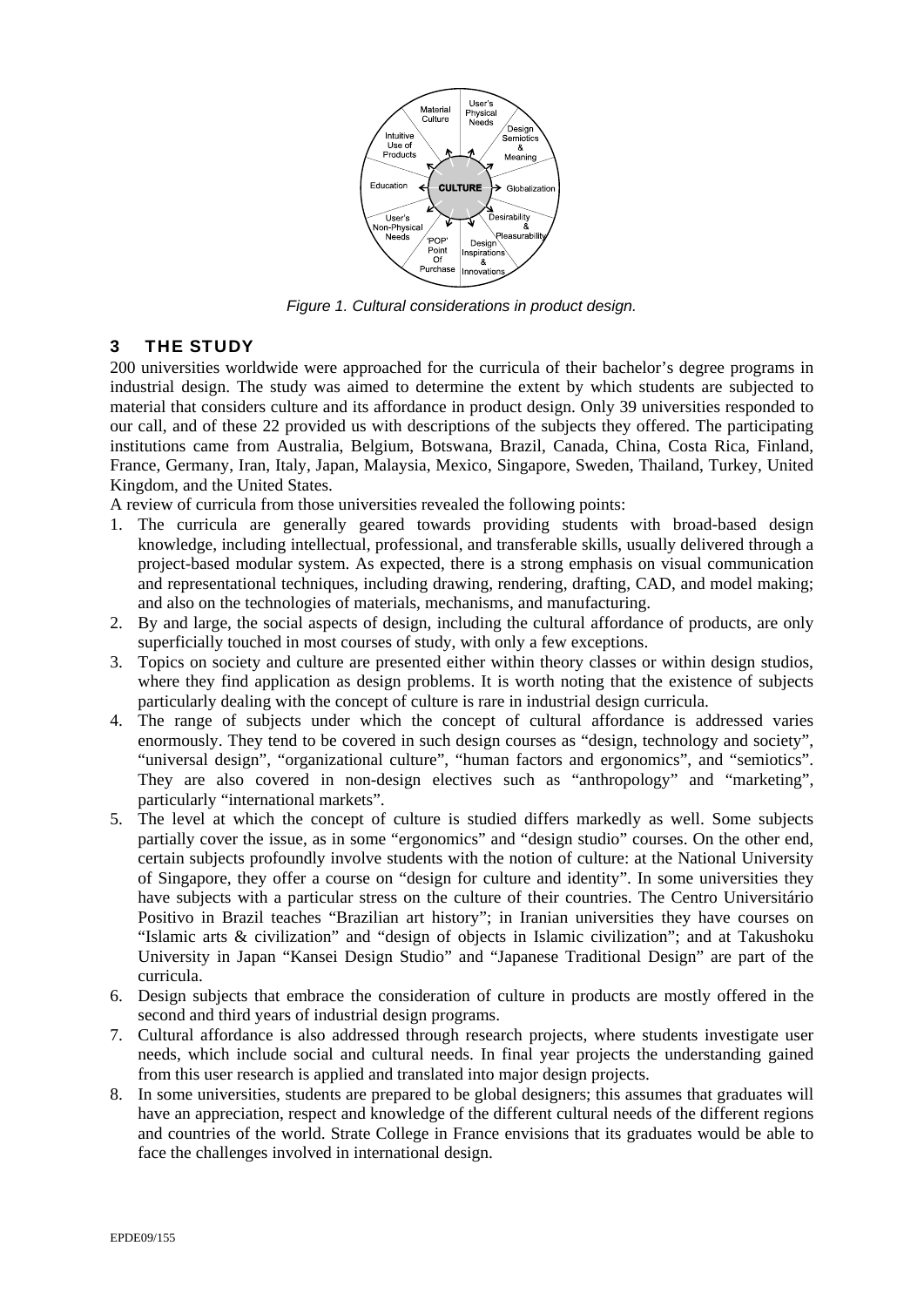Figure 1. Cultural considerations in product design.

## 3 THE STUDY

200 universities worldwide were approached for the curricula of their bachelor's degree programs in industrial design. The study was aimed to determine the extent by which students are subjected to material that considers culture and its affordance in product design. Only 39 universities responded to our call, and of these 22 provided us with descriptions of the subjects they offered. The participating institutions came from Australia, Belgium, Botswana, Brazil, Canada, China, Costa Rica, Finland, France, Germany, Iran, Italy, Japan, Malaysia, Mexico, Singapore, Sweden, Thailand, Turkey, United Kingdom, and the United States.

A review of curricula from those universities revealed the following points:

1. The curricula are generally geared towards providing students with broad-based design knowledge, including intellectual, professional, and transferable skills, usually delivered through a project-based modular system. As expected, there is a strong emphasis on visual communication and representational techniques, including drawing, rendering, drafting, CAD, and model making; and also on the technologies of materials, mechanisms, and manufacturing.
2. By and large, the social aspects of design, including the cultural affordance of products, are only superficially touched in most courses of study, with only a few exceptions.
3. Topics on society and culture are presented either within theory classes or within design studios, where they find application as design problems. It is worth noting that the existence of subjects particularly dealing with the concept of culture is rare in industrial design curricula.
4. The range of subjects under which the concept of cultural affordance is addressed varies enormously. They tend to be covered in such design courses as "design, technology and society", "universal design", "organizational culture", "human factors and ergonomics", and "semiotics". They are also covered in non-design electives such as "anthropology" and "marketing", particularly "international markets".
5. The level at which the concept of culture is studied differs markedly as well. Some subjects partially cover the issue, as in some "ergonomics" and "design studio" courses. On the other end, certain subjects profoundly involve students with the notion of culture: at the National University of Singapore, they offer a course on "design for culture and identity". In some universities they have subjects with a particular stress on the culture of their countries. The Centro Universitário Positivo in Brazil teaches "Brazilian art history"; in Iranian universities they have courses on "Islamic arts & civilization" and "design of objects in Islamic civilization"; and at Takushoku University in Japan "Kansei Design Studio" and "Japanese Traditional Design" are part of the curricula.
6. Design subjects that embrace the consideration of culture in products are mostly offered in the second and third years of industrial design programs.
7. Cultural affordance is also addressed through research projects, where students investigate user needs, which include social and cultural needs. In final year projects the understanding gained from this user research is applied and translated into major design projects.
8. In some universities, students are prepared to be global designers; this assumes that graduates will have an appreciation, respect and knowledge of the different cultural needs of the different regions and countries of the world. Strate College in France envisions that its graduates would be able to face the challenges involved in international design.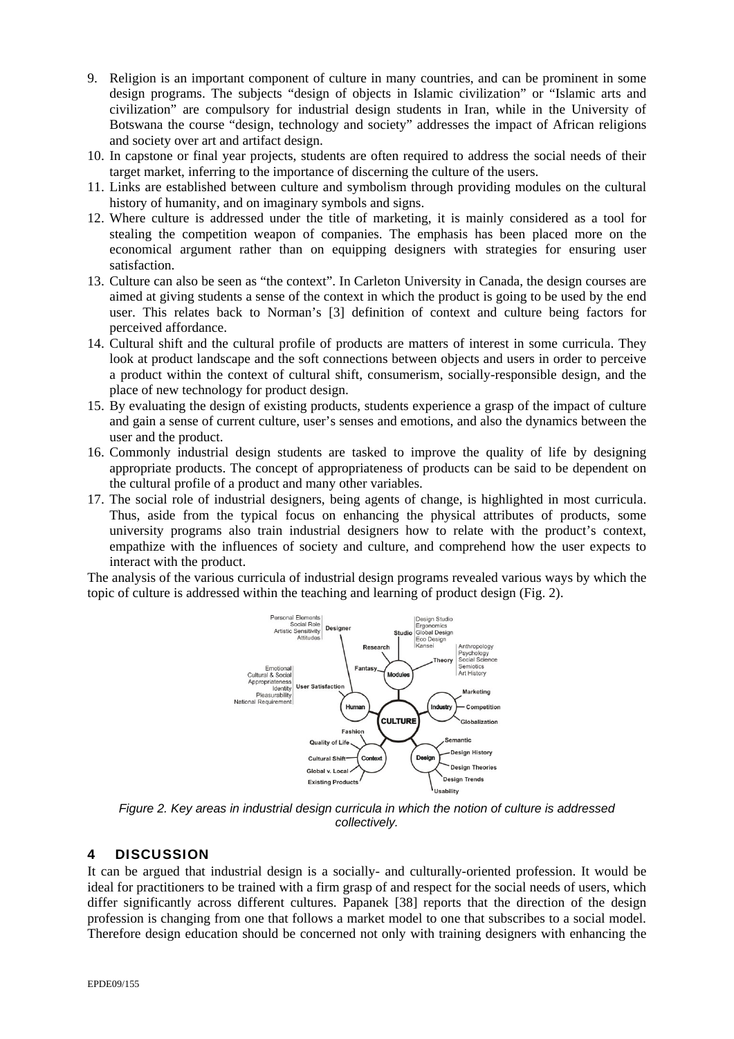9. Religion is an important component of culture in many countries, and can be prominent in some design programs. The subjects "design of objects in Islamic civilization" or "Islamic arts and civilization" are compulsory for industrial design students in Iran, while in the University of Botswana the course "design, technology and society" addresses the impact of African religions and society over art and artifact design.
10. In capstone or final year projects, students are often required to address the social needs of their target market, inferring to the importance of discerning the culture of the users.
11. Links are established between culture and symbolism through providing modules on the cultural history of humanity, and on imaginary symbols and signs.
12. Where culture is addressed under the title of marketing, it is mainly considered as a tool for stealing the competition weapon of companies. The emphasis has been placed more on the economical argument rather than on equipping designers with strategies for ensuring user satisfaction.
13. Culture can also be seen as "the context". In Carleton University in Canada, the design courses are aimed at giving students a sense of the context in which the product is going to be used by the end user. This relates back to Norman's [3] definition of context and culture being factors for perceived affordance.
14. Cultural shift and the cultural profile of products are matters of interest in some curricula. They look at product landscape and the soft connections between objects and users in order to perceive a product within the context of cultural shift, consumerism, socially-responsible design, and the place of new technology for product design.
15. By evaluating the design of existing products, students experience a grasp of the impact of culture and gain a sense of current culture, user's senses and emotions, and also the dynamics between the user and the product.
16. Commonly industrial design students are tasked to improve the quality of life by designing appropriate products. The concept of appropriateness of products can be said to be dependent on the cultural profile of a product and many other variables.
17. The social role of industrial designers, being agents of change, is highlighted in most curricula. Thus, aside from the typical focus on enhancing the physical attributes of products, some university programs also train industrial designers how to relate with the product's context, empathize with the influences of society and culture, and comprehend how the user expects to interact with the product.

The analysis of the various curricula of industrial design programs revealed various ways by which the topic of culture is addressed within the teaching and learning of product design (Fig. 2).

*Figure 2. Key areas in industrial design curricula in which the notion of culture is addressed collectively.*

## 4 DISCUSSION

It can be argued that industrial design is a socially- and culturally-oriented profession. It would be ideal for practitioners to be trained with a firm grasp of and respect for the social needs of users, which differ significantly across different cultures. Papanek [38] reports that the direction of the design profession is changing from one that follows a market model to one that subscribes to a social model. Therefore design education should be concerned not only with training designers with enhancing the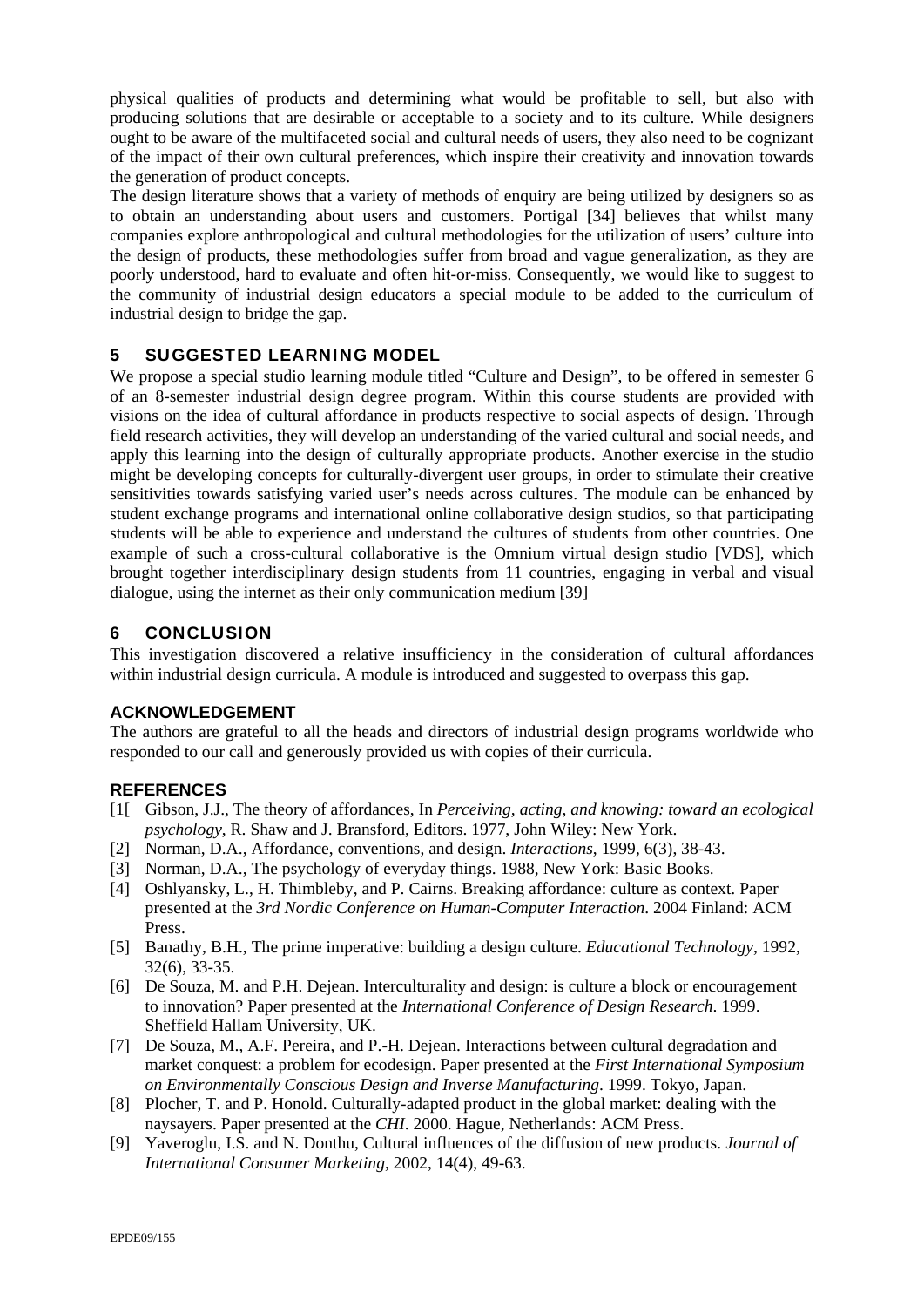physical qualities of products and determining what would be profitable to sell, but also with producing solutions that are desirable or acceptable to a society and to its culture. While designers ought to be aware of the multifaceted social and cultural needs of users, they also need to be cognizant of the impact of their own cultural preferences, which inspire their creativity and innovation towards the generation of product concepts.

The design literature shows that a variety of methods of enquiry are being utilized by designers so as to obtain an understanding about users and customers. Portigal [34] believes that whilst many companies explore anthropological and cultural methodologies for the utilization of users' culture into the design of products, these methodologies suffer from broad and vague generalization, as they are poorly understood, hard to evaluate and often hit-or-miss. Consequently, we would like to suggest to the community of industrial design educators a special module to be added to the curriculum of industrial design to bridge the gap.

## 5 SUGGESTED LEARNING MODEL

We propose a special studio learning module titled "Culture and Design", to be offered in semester 6 of an 8-semester industrial design degree program. Within this course students are provided with visions on the idea of cultural affordance in products respective to social aspects of design. Through field research activities, they will develop an understanding of the varied cultural and social needs, and apply this learning into the design of culturally appropriate products. Another exercise in the studio might be developing concepts for culturally-divergent user groups, in order to stimulate their creative sensitivities towards satisfying varied user's needs across cultures. The module can be enhanced by student exchange programs and international online collaborative design studios, so that participating students will be able to experience and understand the cultures of students from other countries. One example of such a cross-cultural collaborative is the Omnium virtual design studio [VDS], which brought together interdisciplinary design students from 11 countries, engaging in verbal and visual dialogue, using the internet as their only communication medium [39]

## 6 CONCLUSION

This investigation discovered a relative insufficiency in the consideration of cultural affordances within industrial design curricula. A module is introduced and suggested to overpass this gap.

### ACKNOWLEDGEMENT

The authors are grateful to all the heads and directors of industrial design programs worldwide who responded to our call and generously provided us with copies of their curricula.

### REFERENCES

[1[ Gibson, J.J., The theory of affordances, In *Perceiving, acting, and knowing: toward an ecological psychology*, R. Shaw and J. Bransford, Editors. 1977, John Wiley: New York.

[2] Norman, D.A., Affordance, conventions, and design. *Interactions*, 1999, 6(3), 38-43.

[3] Norman, D.A., The psychology of everyday things. 1988, New York: Basic Books.

[4] Oshlyansky, L., H. Thimbleby, and P. Cairns. Breaking affordance: culture as context. Paper presented at the *3rd Nordic Conference on Human-Computer Interaction*. 2004 Finland: ACM Press.

[5] Banathy, B.H., The prime imperative: building a design culture. *Educational Technology*, 1992, 32(6), 33-35.

[6] De Souza, M. and P.H. Dejean. Interculturality and design: is culture a block or encouragement to innovation? Paper presented at the *International Conference of Design Research*. 1999. Sheffield Hallam University, UK.

[7] De Souza, M., A.F. Pereira, and P.-H. Dejean. Interactions between cultural degradation and market conquest: a problem for ecodesign. Paper presented at the *First International Symposium on Environmentally Conscious Design and Inverse Manufacturing*. 1999. Tokyo, Japan.

[8] Plocher, T. and P. Honold. Culturally-adapted product in the global market: dealing with the naysayers. Paper presented at the *CHI*. 2000. Hague, Netherlands: ACM Press.

[9] Yaveroglu, I.S. and N. Donthu, Cultural influences of the diffusion of new products. *Journal of International Consumer Marketing*, 2002, 14(4), 49-63.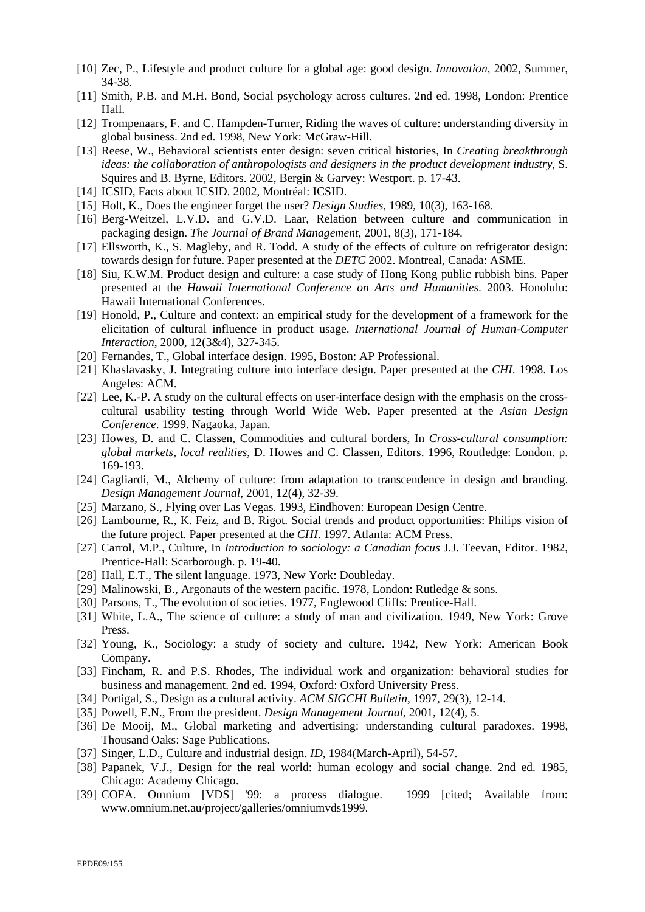[10] Zec, P., Lifestyle and product culture for a global age: good design. *Innovation*, 2002, Summer, 34-38.

[11] Smith, P.B. and M.H. Bond, Social psychology across cultures. 2nd ed. 1998, London: Prentice Hall.

[12] Trompenaars, F. and C. Hampden-Turner, Riding the waves of culture: understanding diversity in global business. 2nd ed. 1998, New York: McGraw-Hill.

[13] Reese, W., Behavioral scientists enter design: seven critical histories, In *Creating breakthrough ideas: the collaboration of anthropologists and designers in the product development industry*, S. Squires and B. Byrne, Editors. 2002, Bergin & Garvey: Westport. p. 17-43.

[14] ICSID, Facts about ICSID. 2002, Montréal: ICSID.

[15] Holt, K., Does the engineer forget the user? *Design Studies*, 1989, 10(3), 163-168.

[16] Berg-Weitzel, L.V.D. and G.V.D. Laar, Relation between culture and communication in packaging design. *The Journal of Brand Management*, 2001, 8(3), 171-184.

[17] Ellsworth, K., S. Magleby, and R. Todd. A study of the effects of culture on refrigerator design: towards design for future. Paper presented at the *DETC* 2002. Montreal, Canada: ASME.

[18] Siu, K.W.M. Product design and culture: a case study of Hong Kong public rubbish bins. Paper presented at the *Hawaii International Conference on Arts and Humanities*. 2003. Honolulu: Hawaii International Conferences.

[19] Honold, P., Culture and context: an empirical study for the development of a framework for the elicitation of cultural influence in product usage. *International Journal of Human-Computer Interaction*, 2000, 12(3&4), 327-345.

[20] Fernandes, T., Global interface design. 1995, Boston: AP Professional.

[21] Khaslavasky, J. Integrating culture into interface design. Paper presented at the *CHI*. 1998. Los Angeles: ACM.

[22] Lee, K.-P. A study on the cultural effects on user-interface design with the emphasis on the cross-cultural usability testing through World Wide Web. Paper presented at the *Asian Design Conference*. 1999. Nagaoka, Japan.

[23] Howes, D. and C. Classen, Commodities and cultural borders, In *Cross-cultural consumption: global markets, local realities*, D. Howes and C. Classen, Editors. 1996, Routledge: London. p. 169-193.

[24] Gagliardi, M., Alchemy of culture: from adaptation to transcendence in design and branding. *Design Management Journal*, 2001, 12(4), 32-39.

[25] Marzano, S., Flying over Las Vegas. 1993, Eindhoven: European Design Centre.

[26] Lambourne, R., K. Feiz, and B. Rigot. Social trends and product opportunities: Philips vision of the future project. Paper presented at the *CHI*. 1997. Atlanta: ACM Press.

[27] Carrol, M.P., Culture, In *Introduction to sociology: a Canadian focus* J.J. Teevan, Editor. 1982, Prentice-Hall: Scarborough. p. 19-40.

[28] Hall, E.T., The silent language. 1973, New York: Doubleday.

[29] Malinowski, B., Argonauts of the western pacific. 1978, London: Rutledge & sons.

[30] Parsons, T., The evolution of societies. 1977, Englewood Cliffs: Prentice-Hall.

[31] White, L.A., The science of culture: a study of man and civilization. 1949, New York: Grove Press.

[32] Young, K., Sociology: a study of society and culture. 1942, New York: American Book Company.

[33] Fincham, R. and P.S. Rhodes, The individual work and organization: behavioral studies for business and management. 2nd ed. 1994, Oxford: Oxford University Press.

[34] Portigal, S., Design as a cultural activity. *ACM SIGCHI Bulletin*, 1997, 29(3), 12-14.

[35] Powell, E.N., From the president. *Design Management Journal*, 2001, 12(4), 5.

[36] De Mooij, M., Global marketing and advertising: understanding cultural paradoxes. 1998, Thousand Oaks: Sage Publications.

[37] Singer, L.D., Culture and industrial design. *ID*, 1984(March-April), 54-57.

[38] Papanek, V.J., Design for the real world: human ecology and social change. 2nd ed. 1985, Chicago: Academy Chicago.

[39] COFA. Omnium [VDS] '99: a process dialogue. 1999 [cited; Available from: www.omnium.net.au/project/galleries/omniumvds1999.

EPDE09/155